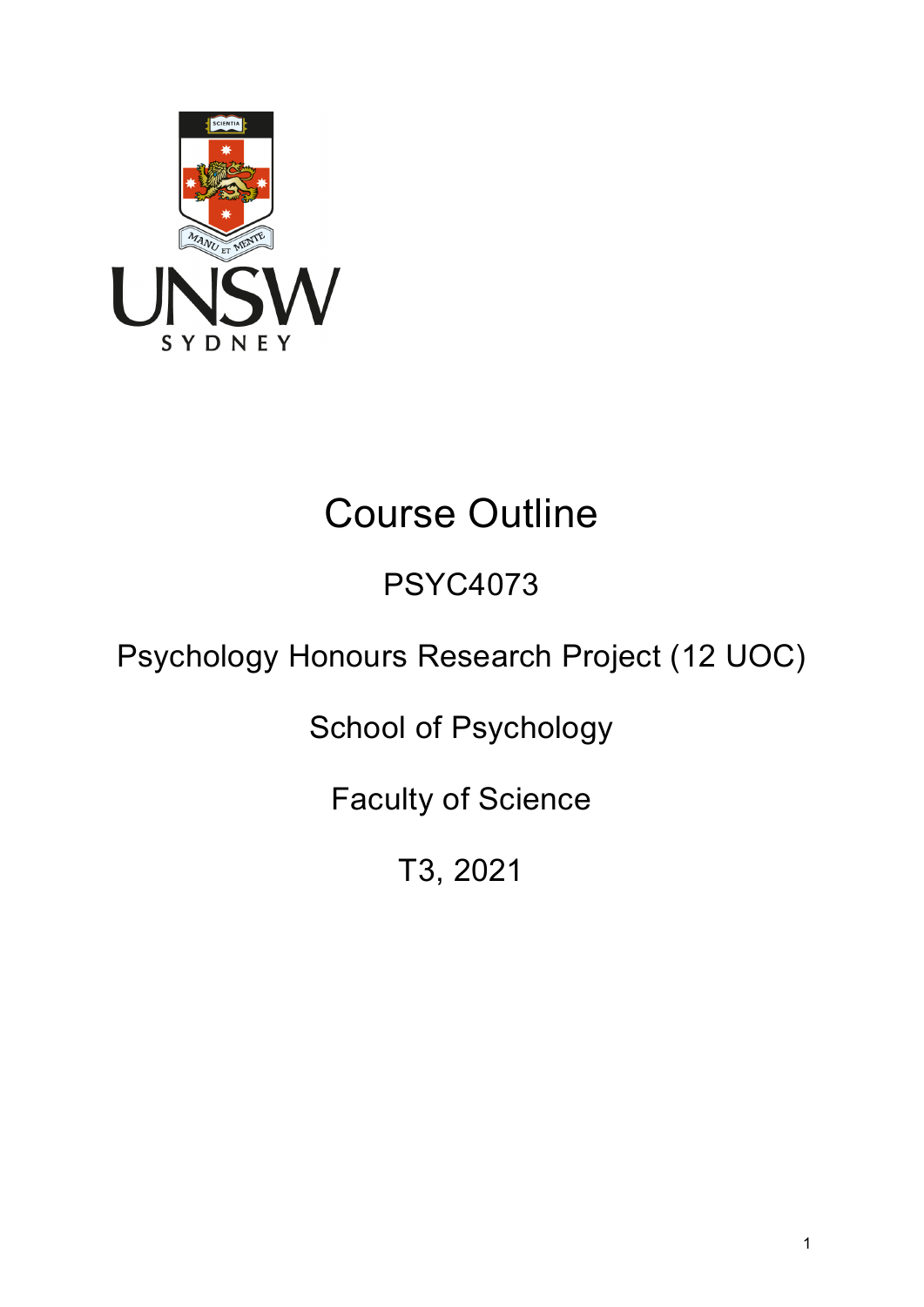# Course Outline

PSYC4073

Psychology Honours Research Project (12 UOC)

School of Psychology

Faculty of Science

T3, 2021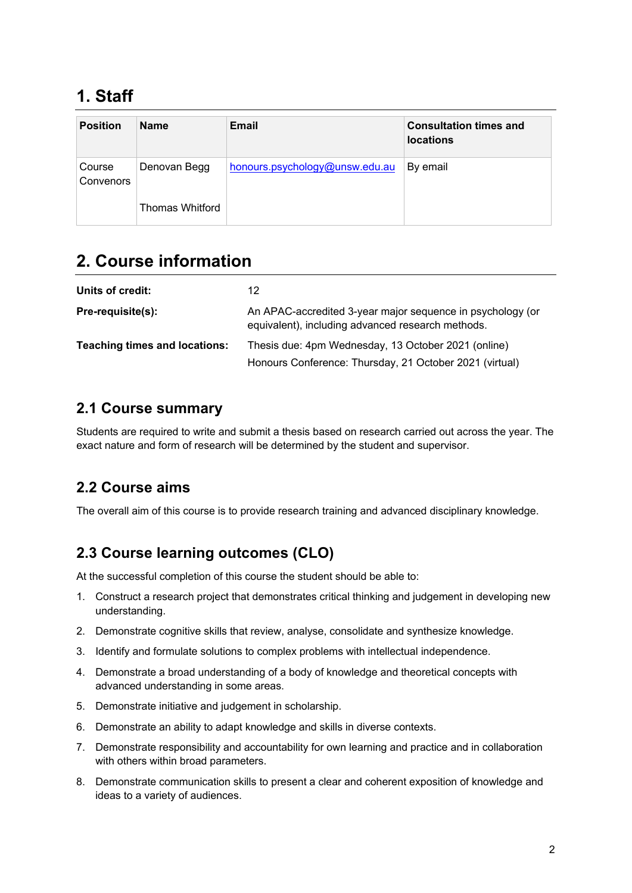# 1. Staff

| Position | Name | Email | Consultation times and locations |
|---|---|---|---|
| Course Convenors | Denovan Begg<br><br>Thomas Whitford | honours.psychology@unsw.edu.au | By email |

# 2. Course information

| | |
|---|---|
| **Units of credit:** | 12 |
| **Pre-requisite(s):** | An APAC-accredited 3-year major sequence in psychology (or equivalent), including advanced research methods. |
| **Teaching times and locations:** | Thesis due: 4pm Wednesday, 13 October 2021 (online)<br>Honours Conference: Thursday, 21 October 2021 (virtual) |

## 2.1 Course summary

Students are required to write and submit a thesis based on research carried out across the year. The exact nature and form of research will be determined by the student and supervisor.

## 2.2 Course aims

The overall aim of this course is to provide research training and advanced disciplinary knowledge.

## 2.3 Course learning outcomes (CLO)

At the successful completion of this course the student should be able to:

1. Construct a research project that demonstrates critical thinking and judgement in developing new understanding.
2. Demonstrate cognitive skills that review, analyse, consolidate and synthesize knowledge.
3. Identify and formulate solutions to complex problems with intellectual independence.
4. Demonstrate a broad understanding of a body of knowledge and theoretical concepts with advanced understanding in some areas.
5. Demonstrate initiative and judgement in scholarship.
6. Demonstrate an ability to adapt knowledge and skills in diverse contexts.
7. Demonstrate responsibility and accountability for own learning and practice and in collaboration with others within broad parameters.
8. Demonstrate communication skills to present a clear and coherent exposition of knowledge and ideas to a variety of audiences.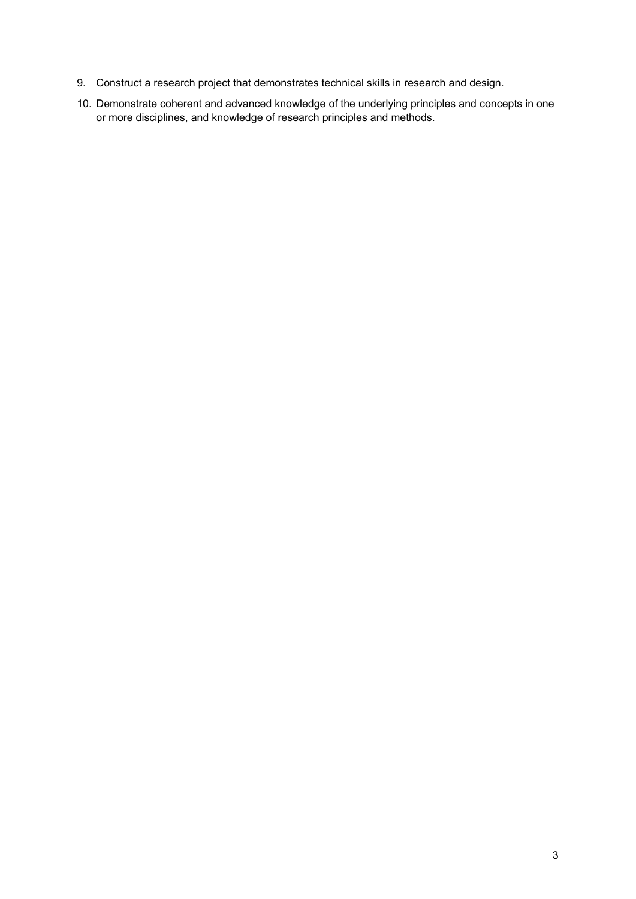9. Construct a research project that demonstrates technical skills in research and design.
10. Demonstrate coherent and advanced knowledge of the underlying principles and concepts in one or more disciplines, and knowledge of research principles and methods.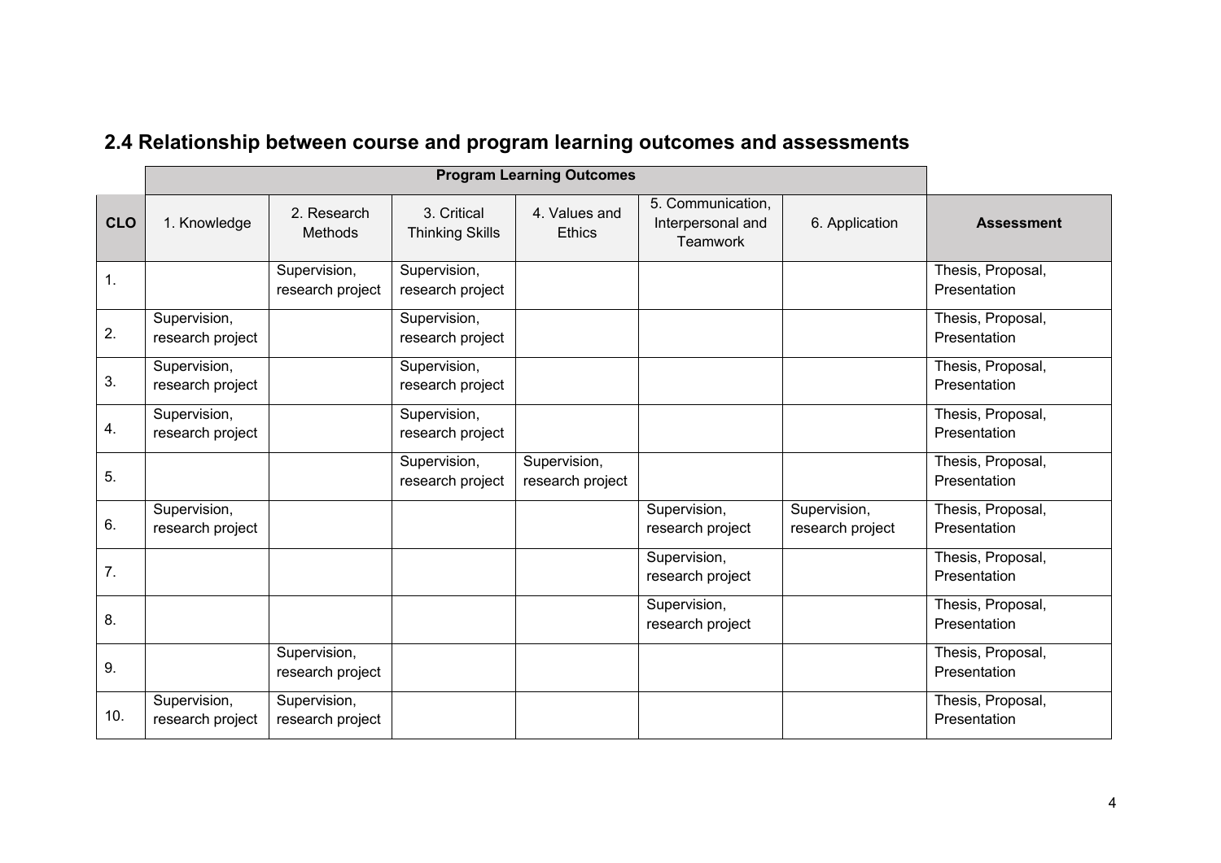## 2.4 Relationship between course and program learning outcomes and assessments

| | **Program Learning Outcomes** | | | | | | |
|---|---|---|---|---|---|---|---|
| **CLO** | 1. Knowledge | 2. Research Methods | 3. Critical Thinking Skills | 4. Values and Ethics | 5. Communication, Interpersonal and Teamwork | 6. Application | **Assessment** |
| 1. | | Supervision, research project | Supervision, research project | | | | Thesis, Proposal, Presentation |
| 2. | Supervision, research project | | Supervision, research project | | | | Thesis, Proposal, Presentation |
| 3. | Supervision, research project | | Supervision, research project | | | | Thesis, Proposal, Presentation |
| 4. | Supervision, research project | | Supervision, research project | | | | Thesis, Proposal, Presentation |
| 5. | | | Supervision, research project | Supervision, research project | | | Thesis, Proposal, Presentation |
| 6. | Supervision, research project | | | | Supervision, research project | Supervision, research project | Thesis, Proposal, Presentation |
| 7. | | | | | Supervision, research project | | Thesis, Proposal, Presentation |
| 8. | | | | | Supervision, research project | | Thesis, Proposal, Presentation |
| 9. | | Supervision, research project | | | | | Thesis, Proposal, Presentation |
| 10. | Supervision, research project | Supervision, research project | | | | | Thesis, Proposal, Presentation |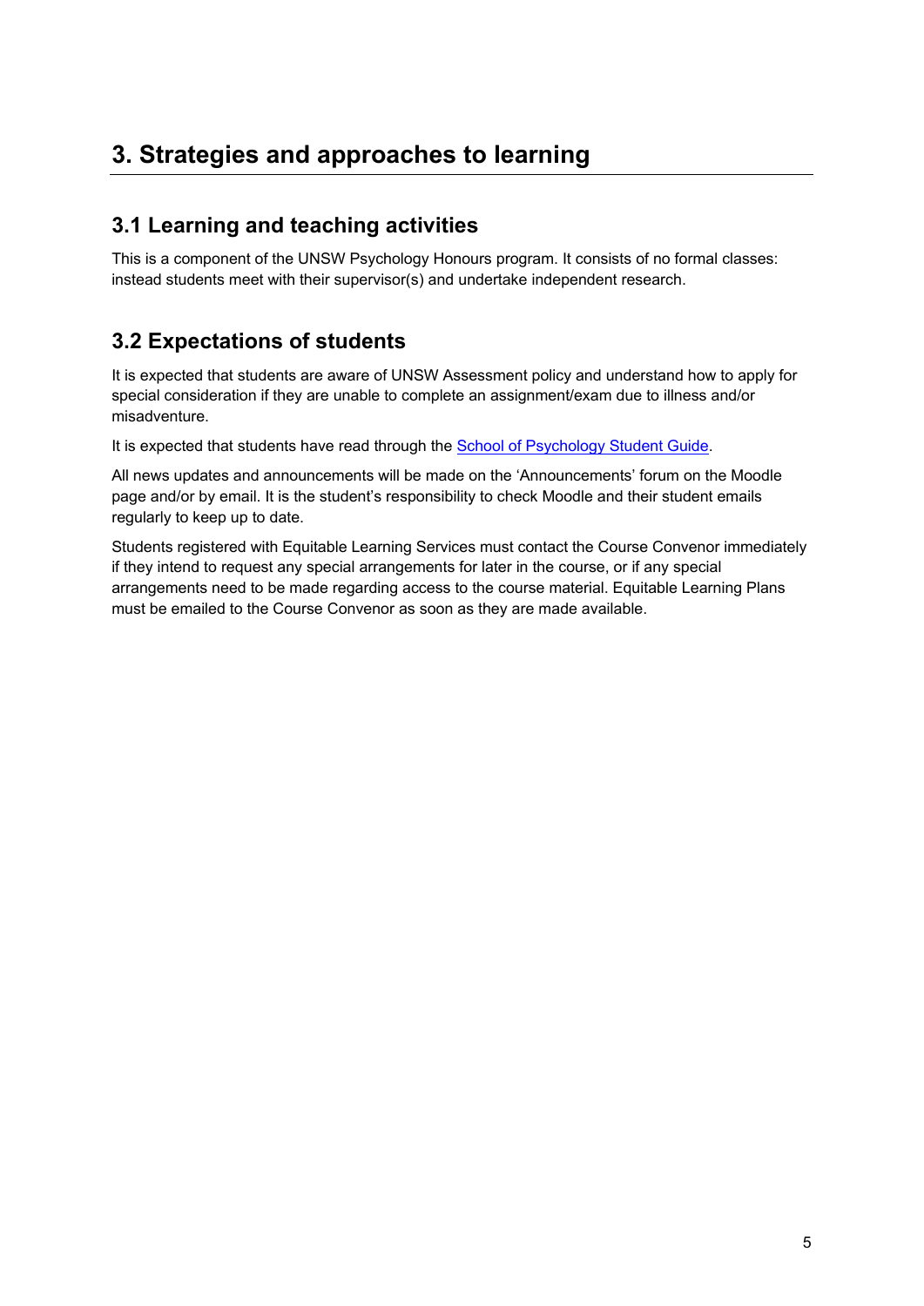# 3. Strategies and approaches to learning

## 3.1 Learning and teaching activities

This is a component of the UNSW Psychology Honours program. It consists of no formal classes: instead students meet with their supervisor(s) and undertake independent research.

## 3.2 Expectations of students

It is expected that students are aware of UNSW Assessment policy and understand how to apply for special consideration if they are unable to complete an assignment/exam due to illness and/or misadventure.

It is expected that students have read through the School of Psychology Student Guide.

All news updates and announcements will be made on the 'Announcements' forum on the Moodle page and/or by email. It is the student's responsibility to check Moodle and their student emails regularly to keep up to date.

Students registered with Equitable Learning Services must contact the Course Convenor immediately if they intend to request any special arrangements for later in the course, or if any special arrangements need to be made regarding access to the course material. Equitable Learning Plans must be emailed to the Course Convenor as soon as they are made available.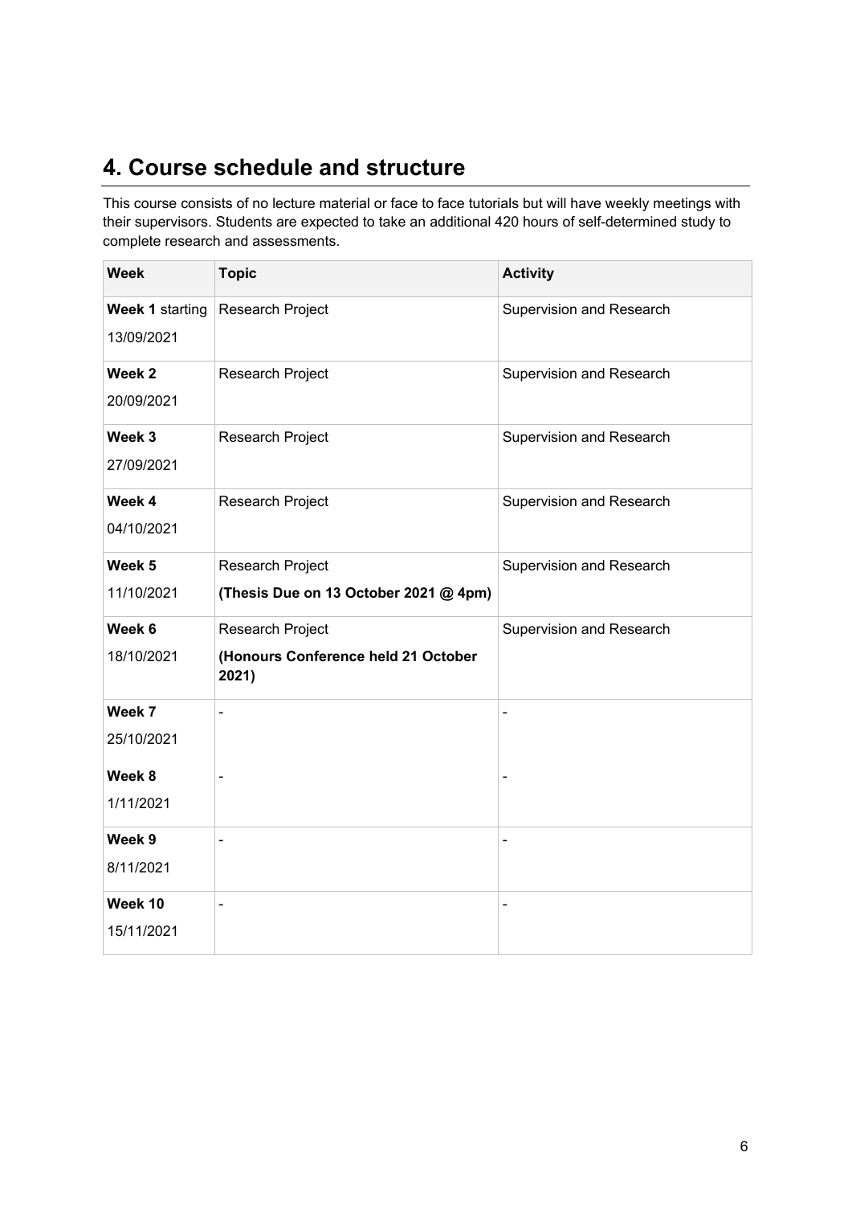# 4. Course schedule and structure

This course consists of no lecture material or face to face tutorials but will have weekly meetings with their supervisors. Students are expected to take an additional 420 hours of self-determined study to complete research and assessments.

| Week | Topic | Activity |
|---|---|---|
| **Week 1** starting 13/09/2021 | Research Project | Supervision and Research |
| **Week 2** 20/09/2021 | Research Project | Supervision and Research |
| **Week 3** 27/09/2021 | Research Project | Supervision and Research |
| **Week 4** 04/10/2021 | Research Project | Supervision and Research |
| **Week 5** 11/10/2021 | Research Project **(Thesis Due on 13 October 2021 @ 4pm)** | Supervision and Research |
| **Week 6** 18/10/2021 | Research Project **(Honours Conference held 21 October 2021)** | Supervision and Research |
| **Week 7** 25/10/2021 | - | - |
| **Week 8** 1/11/2021 | - | - |
| **Week 9** 8/11/2021 | - | - |
| **Week 10** 15/11/2021 | - | - |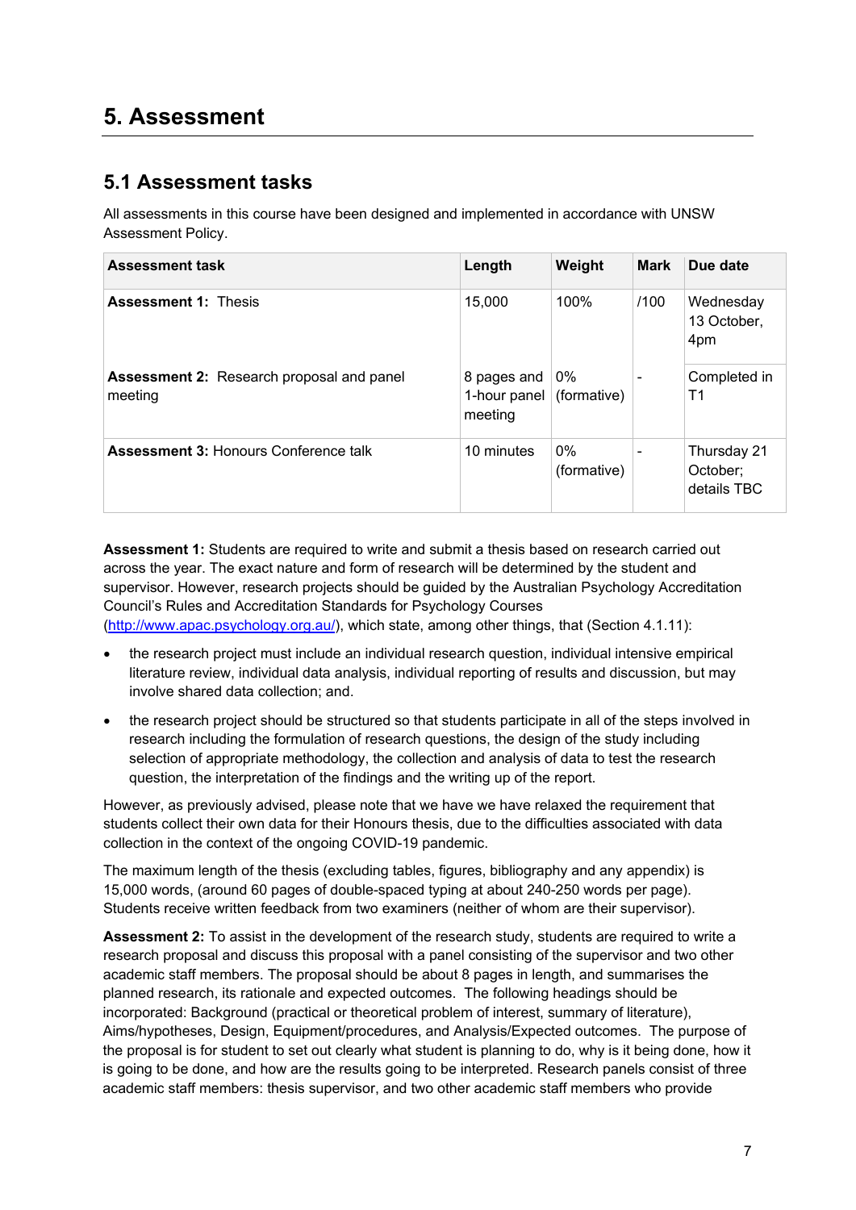# 5. Assessment

## 5.1 Assessment tasks

All assessments in this course have been designed and implemented in accordance with UNSW Assessment Policy.

| Assessment task | Length | Weight | Mark | Due date |
|---|---|---|---|---|
| **Assessment 1:** Thesis | 15,000 | 100% | /100 | Wednesday 13 October, 4pm |
| **Assessment 2:** Research proposal and panel meeting | 8 pages and 1-hour panel meeting | 0% (formative) | - | Completed in T1 |
| **Assessment 3:** Honours Conference talk | 10 minutes | 0% (formative) | - | Thursday 21 October; details TBC |

**Assessment 1:** Students are required to write and submit a thesis based on research carried out across the year. The exact nature and form of research will be determined by the student and supervisor. However, research projects should be guided by the Australian Psychology Accreditation Council's Rules and Accreditation Standards for Psychology Courses (http://www.apac.psychology.org.au/), which state, among other things, that (Section 4.1.11):

- the research project must include an individual research question, individual intensive empirical literature review, individual data analysis, individual reporting of results and discussion, but may involve shared data collection; and.
- the research project should be structured so that students participate in all of the steps involved in research including the formulation of research questions, the design of the study including selection of appropriate methodology, the collection and analysis of data to test the research question, the interpretation of the findings and the writing up of the report.

However, as previously advised, please note that we have we have relaxed the requirement that students collect their own data for their Honours thesis, due to the difficulties associated with data collection in the context of the ongoing COVID-19 pandemic.

The maximum length of the thesis (excluding tables, figures, bibliography and any appendix) is 15,000 words, (around 60 pages of double-spaced typing at about 240-250 words per page). Students receive written feedback from two examiners (neither of whom are their supervisor).

**Assessment 2:** To assist in the development of the research study, students are required to write a research proposal and discuss this proposal with a panel consisting of the supervisor and two other academic staff members. The proposal should be about 8 pages in length, and summarises the planned research, its rationale and expected outcomes. The following headings should be incorporated: Background (practical or theoretical problem of interest, summary of literature), Aims/hypotheses, Design, Equipment/procedures, and Analysis/Expected outcomes. The purpose of the proposal is for student to set out clearly what student is planning to do, why is it being done, how it is going to be done, and how are the results going to be interpreted. Research panels consist of three academic staff members: thesis supervisor, and two other academic staff members who provide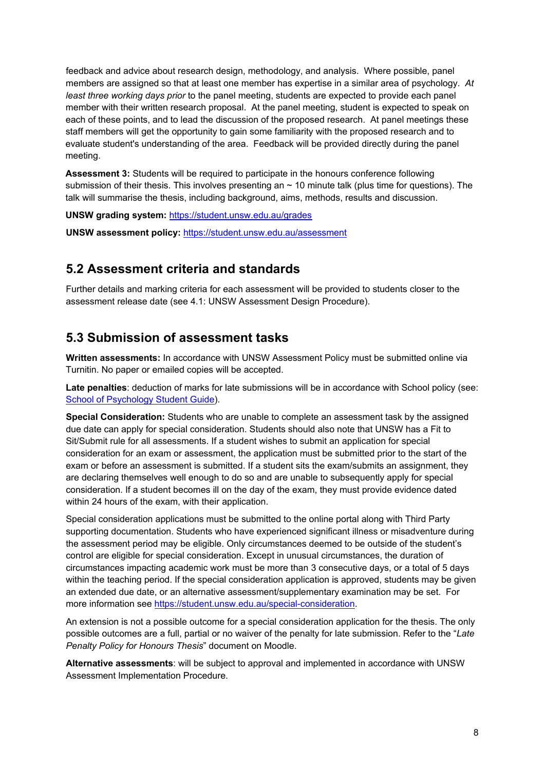feedback and advice about research design, methodology, and analysis. Where possible, panel members are assigned so that at least one member has expertise in a similar area of psychology. *At least three working days prior* to the panel meeting, students are expected to provide each panel member with their written research proposal. At the panel meeting, student is expected to speak on each of these points, and to lead the discussion of the proposed research. At panel meetings these staff members will get the opportunity to gain some familiarity with the proposed research and to evaluate student's understanding of the area. Feedback will be provided directly during the panel meeting.

**Assessment 3:** Students will be required to participate in the honours conference following submission of their thesis. This involves presenting an ~ 10 minute talk (plus time for questions). The talk will summarise the thesis, including background, aims, methods, results and discussion.

**UNSW grading system:** [https://student.unsw.edu.au/grades](https://student.unsw.edu.au/grades)

**UNSW assessment policy:** [https://student.unsw.edu.au/assessment](https://student.unsw.edu.au/assessment)

## 5.2 Assessment criteria and standards

Further details and marking criteria for each assessment will be provided to students closer to the assessment release date (see 4.1: UNSW Assessment Design Procedure).

## 5.3 Submission of assessment tasks

**Written assessments:** In accordance with UNSW Assessment Policy must be submitted online via Turnitin. No paper or emailed copies will be accepted.

**Late penalties**: deduction of marks for late submissions will be in accordance with School policy (see: [School of Psychology Student Guide](School of Psychology Student Guide)).

**Special Consideration:** Students who are unable to complete an assessment task by the assigned due date can apply for special consideration. Students should also note that UNSW has a Fit to Sit/Submit rule for all assessments. If a student wishes to submit an application for special consideration for an exam or assessment, the application must be submitted prior to the start of the exam or before an assessment is submitted. If a student sits the exam/submits an assignment, they are declaring themselves well enough to do so and are unable to subsequently apply for special consideration. If a student becomes ill on the day of the exam, they must provide evidence dated within 24 hours of the exam, with their application.

Special consideration applications must be submitted to the online portal along with Third Party supporting documentation. Students who have experienced significant illness or misadventure during the assessment period may be eligible. Only circumstances deemed to be outside of the student's control are eligible for special consideration. Except in unusual circumstances, the duration of circumstances impacting academic work must be more than 3 consecutive days, or a total of 5 days within the teaching period. If the special consideration application is approved, students may be given an extended due date, or an alternative assessment/supplementary examination may be set. For more information see [https://student.unsw.edu.au/special-consideration](https://student.unsw.edu.au/special-consideration).

An extension is not a possible outcome for a special consideration application for the thesis. The only possible outcomes are a full, partial or no waiver of the penalty for late submission. Refer to the "*Late Penalty Policy for Honours Thesis*" document on Moodle.

**Alternative assessments**: will be subject to approval and implemented in accordance with UNSW Assessment Implementation Procedure.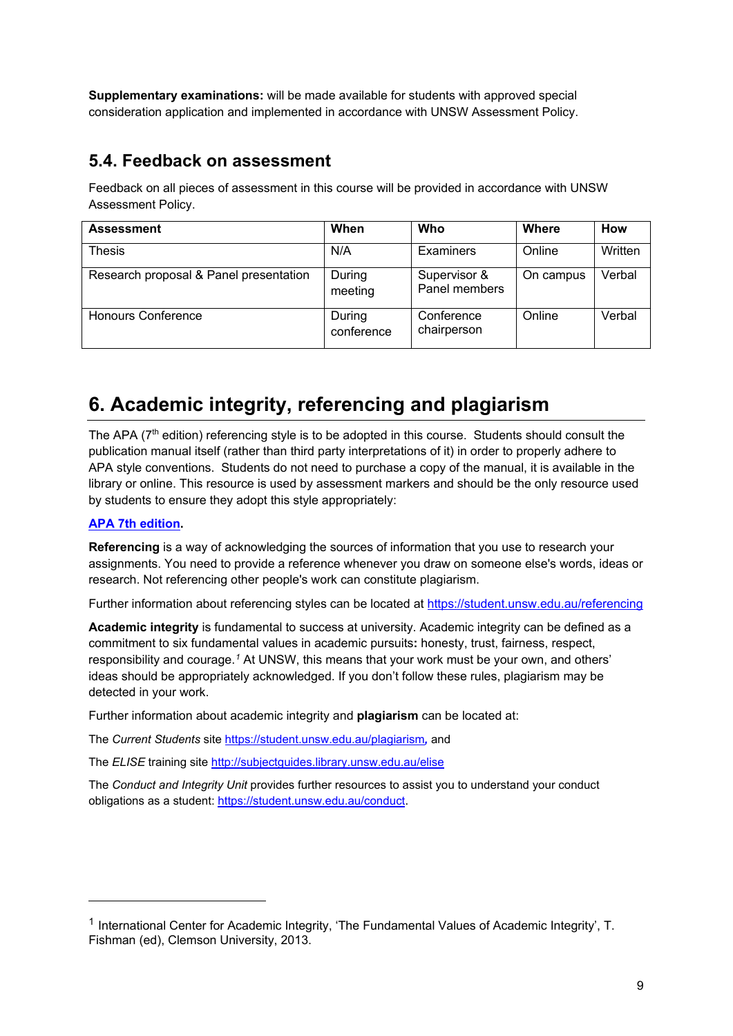**Supplementary examinations:** will be made available for students with approved special consideration application and implemented in accordance with UNSW Assessment Policy.

## 5.4. Feedback on assessment

Feedback on all pieces of assessment in this course will be provided in accordance with UNSW Assessment Policy.

| Assessment | When | Who | Where | How |
|---|---|---|---|---|
| Thesis | N/A | Examiners | Online | Written |
| Research proposal & Panel presentation | During meeting | Supervisor & Panel members | On campus | Verbal |
| Honours Conference | During conference | Conference chairperson | Online | Verbal |

# 6. Academic integrity, referencing and plagiarism

The APA (7th edition) referencing style is to be adopted in this course. Students should consult the publication manual itself (rather than third party interpretations of it) in order to properly adhere to APA style conventions. Students do not need to purchase a copy of the manual, it is available in the library or online. This resource is used by assessment markers and should be the only resource used by students to ensure they adopt this style appropriately:

**APA 7th edition.**

**Referencing** is a way of acknowledging the sources of information that you use to research your assignments. You need to provide a reference whenever you draw on someone else's words, ideas or research. Not referencing other people's work can constitute plagiarism.

Further information about referencing styles can be located at https://student.unsw.edu.au/referencing

**Academic integrity** is fundamental to success at university. Academic integrity can be defined as a commitment to six fundamental values in academic pursuits**:** honesty, trust, fairness, respect, responsibility and courage.[1] At UNSW, this means that your work must be your own, and others' ideas should be appropriately acknowledged. If you don't follow these rules, plagiarism may be detected in your work.

Further information about academic integrity and **plagiarism** can be located at:

The *Current Students* site https://student.unsw.edu.au/plagiarism*,* and

The *ELISE* training site http://subjectguides.library.unsw.edu.au/elise

The *Conduct and Integrity Unit* provides further resources to assist you to understand your conduct obligations as a student: https://student.unsw.edu.au/conduct.

---

[1] International Center for Academic Integrity, 'The Fundamental Values of Academic Integrity', T. Fishman (ed), Clemson University, 2013.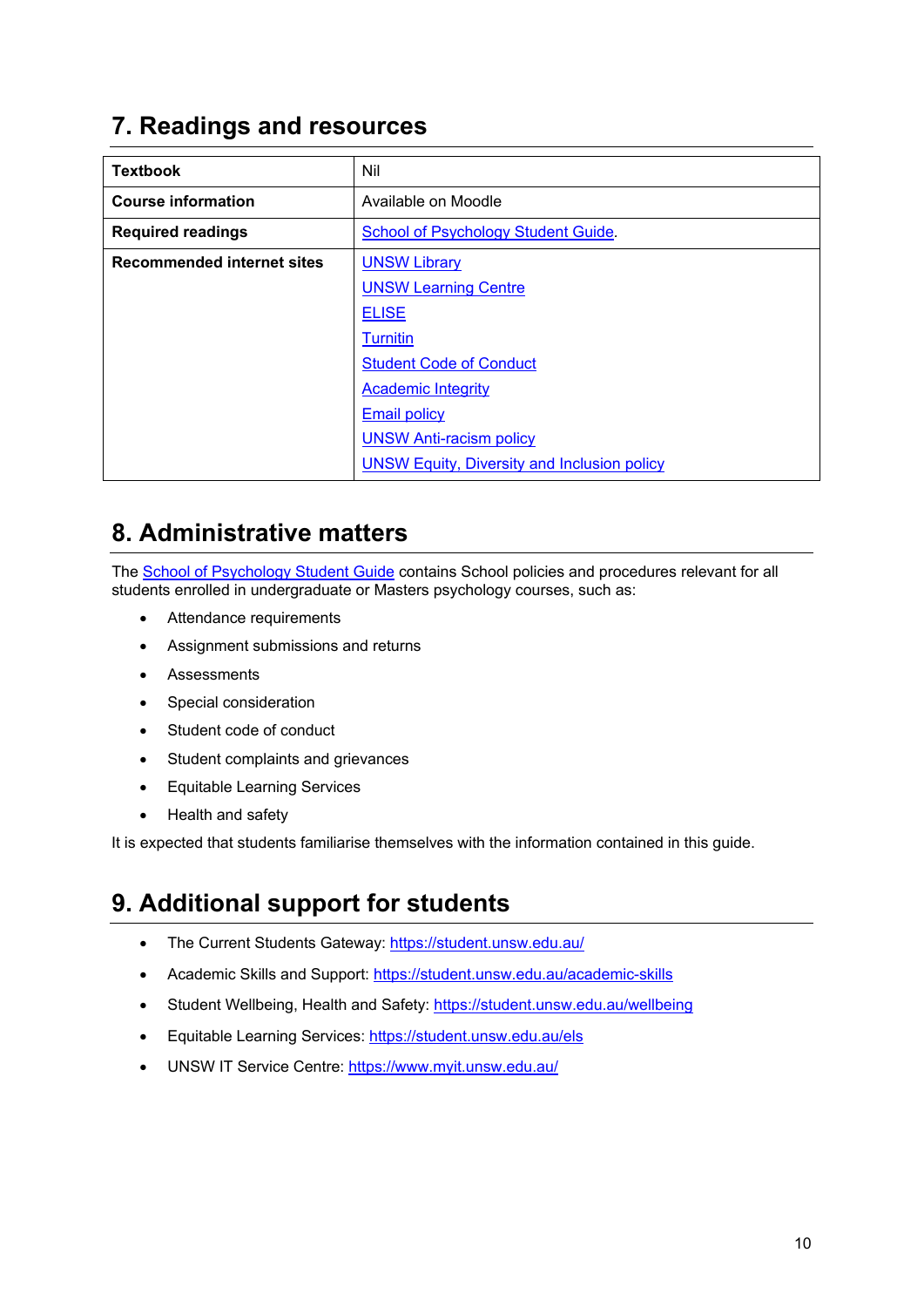## 7. Readings and resources

| | |
|---|---|
| **Textbook** | Nil |
| **Course information** | Available on Moodle |
| **Required readings** | School of Psychology Student Guide. |
| **Recommended internet sites** | UNSW Library<br>UNSW Learning Centre<br>ELISE<br>Turnitin<br>Student Code of Conduct<br>Academic Integrity<br>Email policy<br>UNSW Anti-racism policy<br>UNSW Equity, Diversity and Inclusion policy |

## 8. Administrative matters

The School of Psychology Student Guide contains School policies and procedures relevant for all students enrolled in undergraduate or Masters psychology courses, such as:

- Attendance requirements
- Assignment submissions and returns
- Assessments
- Special consideration
- Student code of conduct
- Student complaints and grievances
- Equitable Learning Services
- Health and safety

It is expected that students familiarise themselves with the information contained in this guide.

## 9. Additional support for students

- The Current Students Gateway: https://student.unsw.edu.au/
- Academic Skills and Support: https://student.unsw.edu.au/academic-skills
- Student Wellbeing, Health and Safety: https://student.unsw.edu.au/wellbeing
- Equitable Learning Services: https://student.unsw.edu.au/els
- UNSW IT Service Centre: https://www.myit.unsw.edu.au/